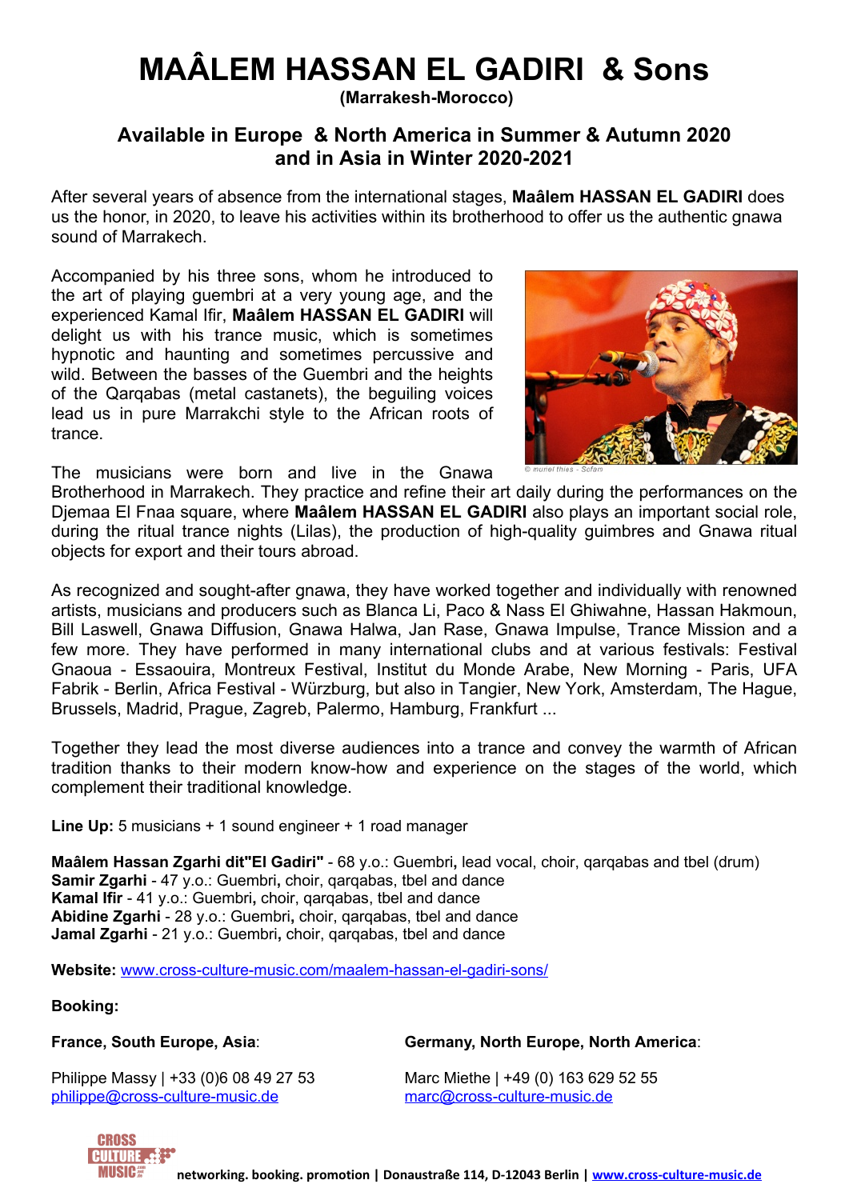# MAÂLEM HASSAN EL GADIRI & Sons

**(Marrakesh-Morocco)**

## Available in Europe & North America in Summer & Autumn 2020 and in Asia in Winter 2020-2021

After several years of absence from the international stages, **Maâlem HASSAN EL GADIRI** does us the honor, in 2020, to leave his activities within its brotherhood to offer us the authentic gnawa sound of Marrakech.

Accompanied by his three sons, whom he introduced to the art of playing guembri at a very young age, and the experienced Kamal Ifir, **Maâlem HASSAN EL GADIRI** will delight us with his trance music, which is sometimes hypnotic and haunting and sometimes percussive and wild. Between the basses of the Guembri and the heights of the Qarqabas (metal castanets), the beguiling voices lead us in pure Marrakchi style to the African roots of trance.

© muriel thies - Sofam

The musicians were born and live in the Gnawa Brotherhood in Marrakech. They practice and refine their art daily during the performances on the Djemaa El Fnaa square, where **Maâlem HASSAN EL GADIRI** also plays an important social role, during the ritual trance nights (Lilas), the production of high-quality guimbres and Gnawa ritual objects for export and their tours abroad.

As recognized and sought-after gnawa, they have worked together and individually with renowned artists, musicians and producers such as Blanca Li, Paco & Nass El Ghiwahne, Hassan Hakmoun, Bill Laswell, Gnawa Diffusion, Gnawa Halwa, Jan Rase, Gnawa Impulse, Trance Mission and a few more. They have performed in many international clubs and at various festivals: Festival Gnaoua - Essaouira, Montreux Festival, Institut du Monde Arabe, New Morning - Paris, UFA Fabrik - Berlin, Africa Festival - Würzburg, but also in Tangier, New York, Amsterdam, The Hague, Brussels, Madrid, Prague, Zagreb, Palermo, Hamburg, Frankfurt ...

Together they lead the most diverse audiences into a trance and convey the warmth of African tradition thanks to their modern know-how and experience on the stages of the world, which complement their traditional knowledge.

**Line Up:** 5 musicians + 1 sound engineer + 1 road manager

**Maâlem Hassan Zgarhi dit"El Gadiri"** - 68 y.o.: Guembri**,** lead vocal, choir, qarqabas and tbel (drum)
**Samir Zgarhi** - 47 y.o.: Guembri**,** choir, qarqabas, tbel and dance
**Kamal Ifir** - 41 y.o.: Guembri**,** choir, qarqabas, tbel and dance
**Abidine Zgarhi** - 28 y.o.: Guembri**,** choir, qarqabas, tbel and dance
**Jamal Zgarhi** - 21 y.o.: Guembri**,** choir, qarqabas, tbel and dance

**Website:** www.cross-culture-music.com/maalem-hassan-el-gadiri-sons/

**Booking:**

**France, South Europe, Asia**:

Philippe Massy | +33 (0)6 08 49 27 53
philippe@cross-culture-music.de

**Germany, North Europe, North America**:

Marc Miethe | +49 (0) 163 629 52 55
marc@cross-culture-music.de

CROSS CULTURE MUSIC

**networking. booking. promotion | Donaustraße 114, D-12043 Berlin | www.cross-culture-music.de**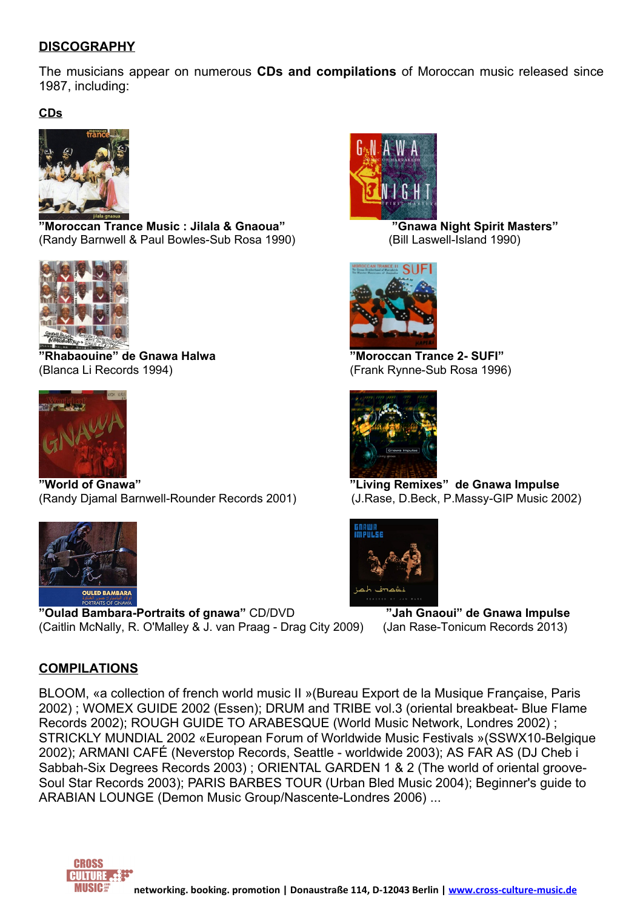## DISCOGRAPHY

The musicians appear on numerous **CDs and compilations** of Moroccan music released since 1987, including:

### CDs

**"Moroccan Trance Music : Jilala & Gnaoua"**
(Randy Barnwell & Paul Bowles-Sub Rosa 1990)

**"Gnawa Night Spirit Masters"**
(Bill Laswell-Island 1990)

**"Rhabaouine" de Gnawa Halwa**
(Blanca Li Records 1994)

**"Moroccan Trance 2- SUFI"**
(Frank Rynne-Sub Rosa 1996)

**"World of Gnawa"**
(Randy Djamal Barnwell-Rounder Records 2001)

**"Living Remixes" de Gnawa Impulse**
(J.Rase, D.Beck, P.Massy-GIP Music 2002)

**"Oulad Bambara-Portraits of gnawa"** CD/DVD
(Caitlin McNally, R. O'Malley & J. van Praag - Drag City 2009)

**"Jah Gnaoui" de Gnawa Impulse**
(Jan Rase-Tonicum Records 2013)

### COMPILATIONS

BLOOM, «a collection of french world music II »(Bureau Export de la Musique Française, Paris 2002) ; WOMEX GUIDE 2002 (Essen); DRUM and TRIBE vol.3 (oriental breakbeat- Blue Flame Records 2002); ROUGH GUIDE TO ARABESQUE (World Music Network, Londres 2002) ; STRICKLY MUNDIAL 2002 «European Forum of Worldwide Music Festivals »(SSWX10-Belgique 2002); ARMANI CAFÉ (Neverstop Records, Seattle - worldwide 2003); AS FAR AS (DJ Cheb i Sabbah-Six Degrees Records 2003) ; ORIENTAL GARDEN 1 & 2 (The world of oriental groove-Soul Star Records 2003); PARIS BARBES TOUR (Urban Bled Music 2004); Beginner's guide to ARABIAN LOUNGE (Demon Music Group/Nascente-Londres 2006) ...

networking. booking. promotion | Donaustraße 114, D-12043 Berlin | www.cross-culture-music.de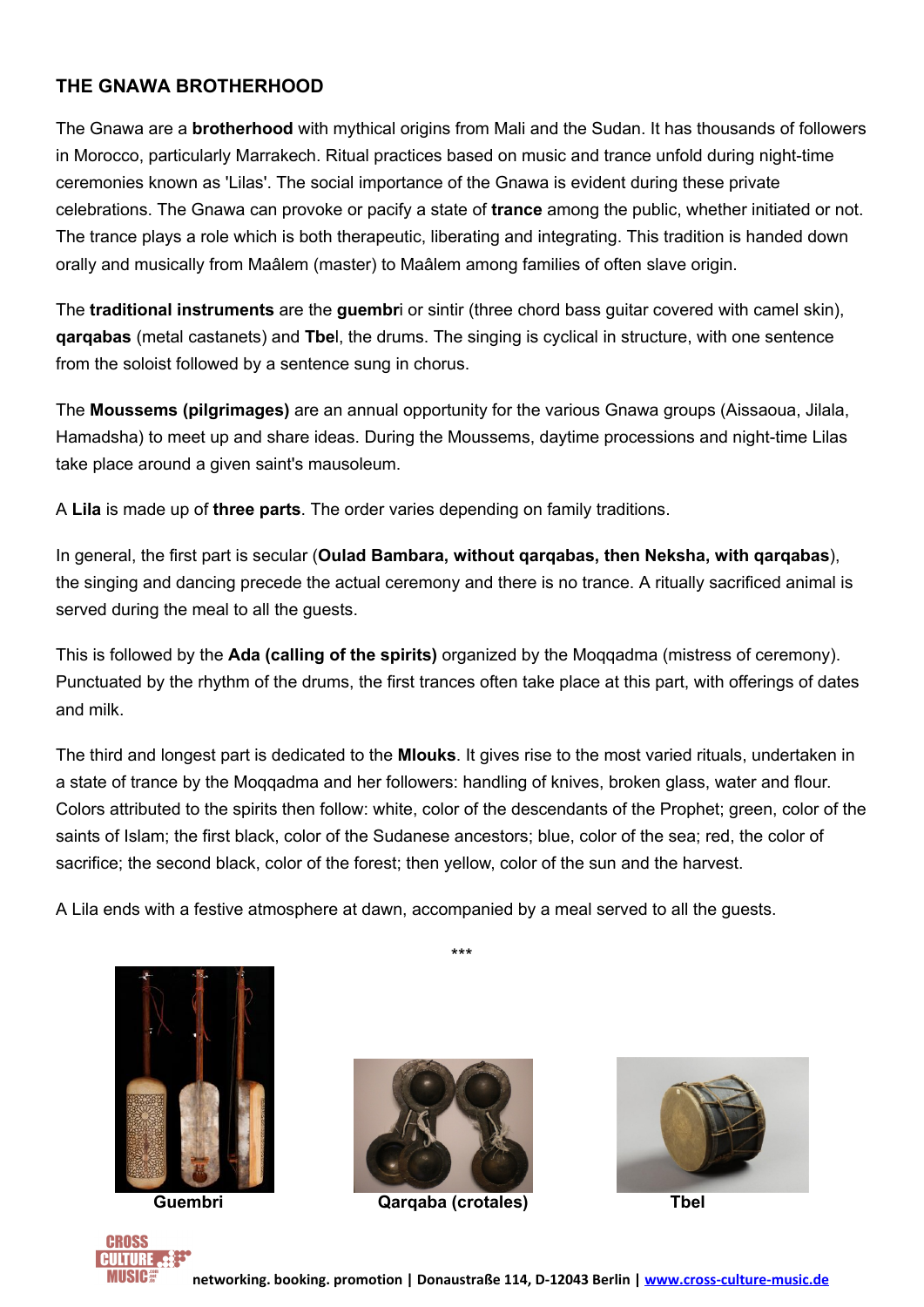## THE GNAWA BROTHERHOOD

The Gnawa are a **brotherhood** with mythical origins from Mali and the Sudan. It has thousands of followers in Morocco, particularly Marrakech. Ritual practices based on music and trance unfold during night-time ceremonies known as 'Lilas'. The social importance of the Gnawa is evident during these private celebrations. The Gnawa can provoke or pacify a state of **trance** among the public, whether initiated or not. The trance plays a role which is both therapeutic, liberating and integrating. This tradition is handed down orally and musically from Maâlem (master) to Maâlem among families of often slave origin.

The **traditional instruments** are the **guembr**i or sintir (three chord bass guitar covered with camel skin), **qarqabas** (metal castanets) and **Tbe**l, the drums. The singing is cyclical in structure, with one sentence from the soloist followed by a sentence sung in chorus.

The **Moussems (pilgrimages)** are an annual opportunity for the various Gnawa groups (Aissaoua, Jilala, Hamadsha) to meet up and share ideas. During the Moussems, daytime processions and night-time Lilas take place around a given saint's mausoleum.

A **Lila** is made up of **three parts**. The order varies depending on family traditions.

In general, the first part is secular (**Oulad Bambara, without qarqabas, then Neksha, with qarqabas**), the singing and dancing precede the actual ceremony and there is no trance. A ritually sacrificed animal is served during the meal to all the guests.

This is followed by the **Ada (calling of the spirits)** organized by the Moqqadma (mistress of ceremony). Punctuated by the rhythm of the drums, the first trances often take place at this part, with offerings of dates and milk.

The third and longest part is dedicated to the **Mlouks**. It gives rise to the most varied rituals, undertaken in a state of trance by the Moqqadma and her followers: handling of knives, broken glass, water and flour. Colors attributed to the spirits then follow: white, color of the descendants of the Prophet; green, color of the saints of Islam; the first black, color of the Sudanese ancestors; blue, color of the sea; red, the color of sacrifice; the second black, color of the forest; then yellow, color of the sun and the harvest.

A Lila ends with a festive atmosphere at dawn, accompanied by a meal served to all the guests.

***

**Guembri**

**Qarqaba (crotales)**

**Tbel**

networking. booking. promotion | Donaustraße 114, D-12043 Berlin | www.cross-culture-music.de